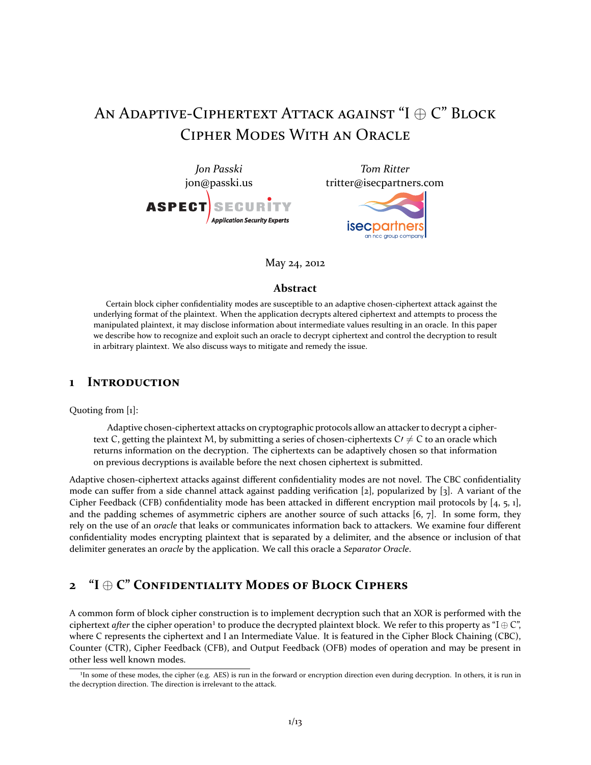# An Adaptive-Ciphertext Attack against "I ⊕ C" Block Cipher Modes With an Oracle

*Jon Passki*
jon@passki.us

*Tom Ritter*
tritter@isecpartners.com

May 24, 2012

## Abstract

Certain block cipher confidentiality modes are susceptible to an adaptive chosen-ciphertext attack against the underlying format of the plaintext. When the application decrypts altered ciphertext and attempts to process the manipulated plaintext, it may disclose information about intermediate values resulting in an oracle. In this paper we describe how to recognize and exploit such an oracle to decrypt ciphertext and control the decryption to result in arbitrary plaintext. We also discuss ways to mitigate and remedy the issue.

## 1 Introduction

Quoting from [1]:

> Adaptive chosen-ciphertext attacks on cryptographic protocols allow an attacker to decrypt a ciphertext C, getting the plaintext M, by submitting a series of chosen-ciphertexts $C' \neq C$ to an oracle which returns information on the decryption. The ciphertexts can be adaptively chosen so that information on previous decryptions is available before the next chosen ciphertext is submitted.

Adaptive chosen-ciphertext attacks against different confidentiality modes are not novel. The CBC confidentiality mode can suffer from a side channel attack against padding verification [2], popularized by [3]. A variant of the Cipher Feedback (CFB) confidentiality mode has been attacked in different encryption mail protocols by [4, 5, 1], and the padding schemes of asymmetric ciphers are another source of such attacks [6, 7]. In some form, they rely on the use of an *oracle* that leaks or communicates information back to attackers. We examine four different confidentiality modes encrypting plaintext that is separated by a delimiter, and the absence or inclusion of that delimiter generates an *oracle* by the application. We call this oracle a *Separator Oracle*.

## 2 "I ⊕ C" Confidentiality Modes of Block Ciphers

A common form of block cipher construction is to implement decryption such that an XOR is performed with the ciphertext *after* the cipher operation[1] to produce the decrypted plaintext block. We refer to this property as "I ⊕ C", where C represents the ciphertext and I an Intermediate Value. It is featured in the Cipher Block Chaining (CBC), Counter (CTR), Cipher Feedback (CFB), and Output Feedback (OFB) modes of operation and may be present in other less well known modes.

[1] In some of these modes, the cipher (e.g. AES) is run in the forward or encryption direction even during decryption. In others, it is run in the decryption direction. The direction is irrelevant to the attack.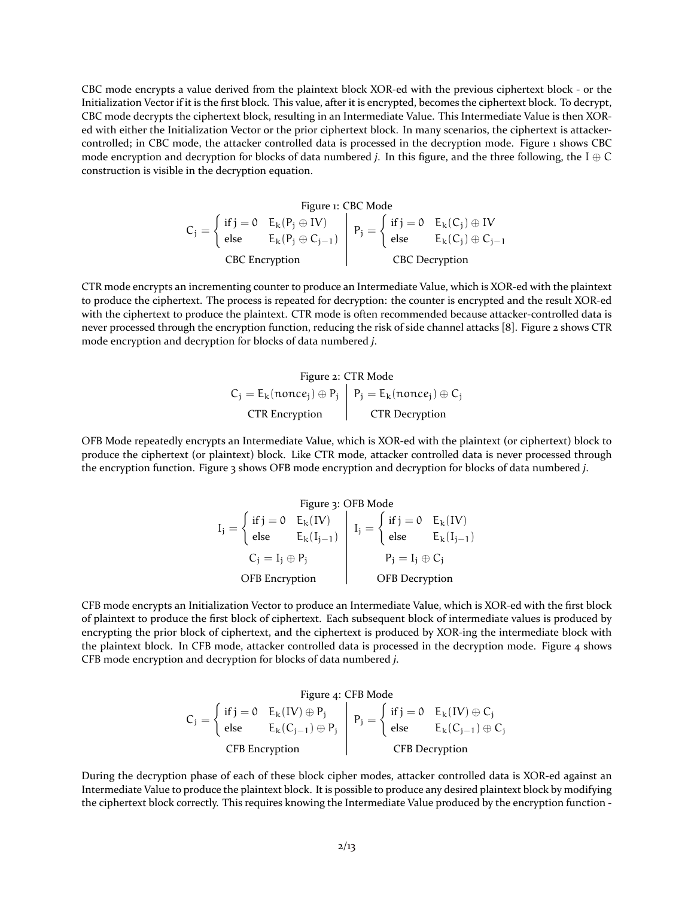CBC mode encrypts a value derived from the plaintext block XOR-ed with the previous ciphertext block - or the Initialization Vector if it is the first block. This value, after it is encrypted, becomes the ciphertext block. To decrypt, CBC mode decrypts the ciphertext block, resulting in an Intermediate Value. This Intermediate Value is then XOR-ed with either the Initialization Vector or the prior ciphertext block. In many scenarios, the ciphertext is attacker-controlled; in CBC mode, the attacker controlled data is processed in the decryption mode. Figure 1 shows CBC mode encryption and decryption for blocks of data numbered *j*. In this figure, and the three following, the $I \oplus C$ construction is visible in the decryption equation.

Figure 1: CBC Mode

$$C_j = \begin{cases} \text{if } j = 0 & E_k(P_j \oplus IV) \\ \text{else} & E_k(P_j \oplus C_{j-1}) \end{cases} \qquad P_j = \begin{cases} \text{if } j = 0 & E_k(C_j) \oplus IV \\ \text{else} & E_k(C_j) \oplus C_{j-1} \end{cases}$$

CBC Encryption | CBC Decryption

CTR mode encrypts an incrementing counter to produce an Intermediate Value, which is XOR-ed with the plaintext to produce the ciphertext. The process is repeated for decryption: the counter is encrypted and the result XOR-ed with the ciphertext to produce the plaintext. CTR mode is often recommended because attacker-controlled data is never processed through the encryption function, reducing the risk of side channel attacks [8]. Figure 2 shows CTR mode encryption and decryption for blocks of data numbered *j*.

Figure 2: CTR Mode

$$C_j = E_k(nonce_j) \oplus P_j \qquad P_j = E_k(nonce_j) \oplus C_j$$

CTR Encryption | CTR Decryption

OFB Mode repeatedly encrypts an Intermediate Value, which is XOR-ed with the plaintext (or ciphertext) block to produce the ciphertext (or plaintext) block. Like CTR mode, attacker controlled data is never processed through the encryption function. Figure 3 shows OFB mode encryption and decryption for blocks of data numbered *j*.

Figure 3: OFB Mode

$$I_j = \begin{cases} \text{if } j = 0 & E_k(IV) \\ \text{else} & E_k(I_{j-1}) \end{cases} \qquad I_j = \begin{cases} \text{if } j = 0 & E_k(IV) \\ \text{else} & E_k(I_{j-1}) \end{cases}$$

$$C_j = I_j \oplus P_j \qquad P_j = I_j \oplus C_j$$

OFB Encryption | OFB Decryption

CFB mode encrypts an Initialization Vector to produce an Intermediate Value, which is XOR-ed with the first block of plaintext to produce the first block of ciphertext. Each subsequent block of intermediate values is produced by encrypting the prior block of ciphertext, and the ciphertext is produced by XOR-ing the intermediate block with the plaintext block. In CFB mode, attacker controlled data is processed in the decryption mode. Figure 4 shows CFB mode encryption and decryption for blocks of data numbered *j*.

Figure 4: CFB Mode

$$C_j = \begin{cases} \text{if } j = 0 & E_k(IV) \oplus P_j \\ \text{else} & E_k(C_{j-1}) \oplus P_j \end{cases} \qquad P_j = \begin{cases} \text{if } j = 0 & E_k(IV) \oplus C_j \\ \text{else} & E_k(C_{j-1}) \oplus C_j \end{cases}$$

CFB Encryption | CFB Decryption

During the decryption phase of each of these block cipher modes, attacker controlled data is XOR-ed against an Intermediate Value to produce the plaintext block. It is possible to produce any desired plaintext block by modifying the ciphertext block correctly. This requires knowing the Intermediate Value produced by the encryption function -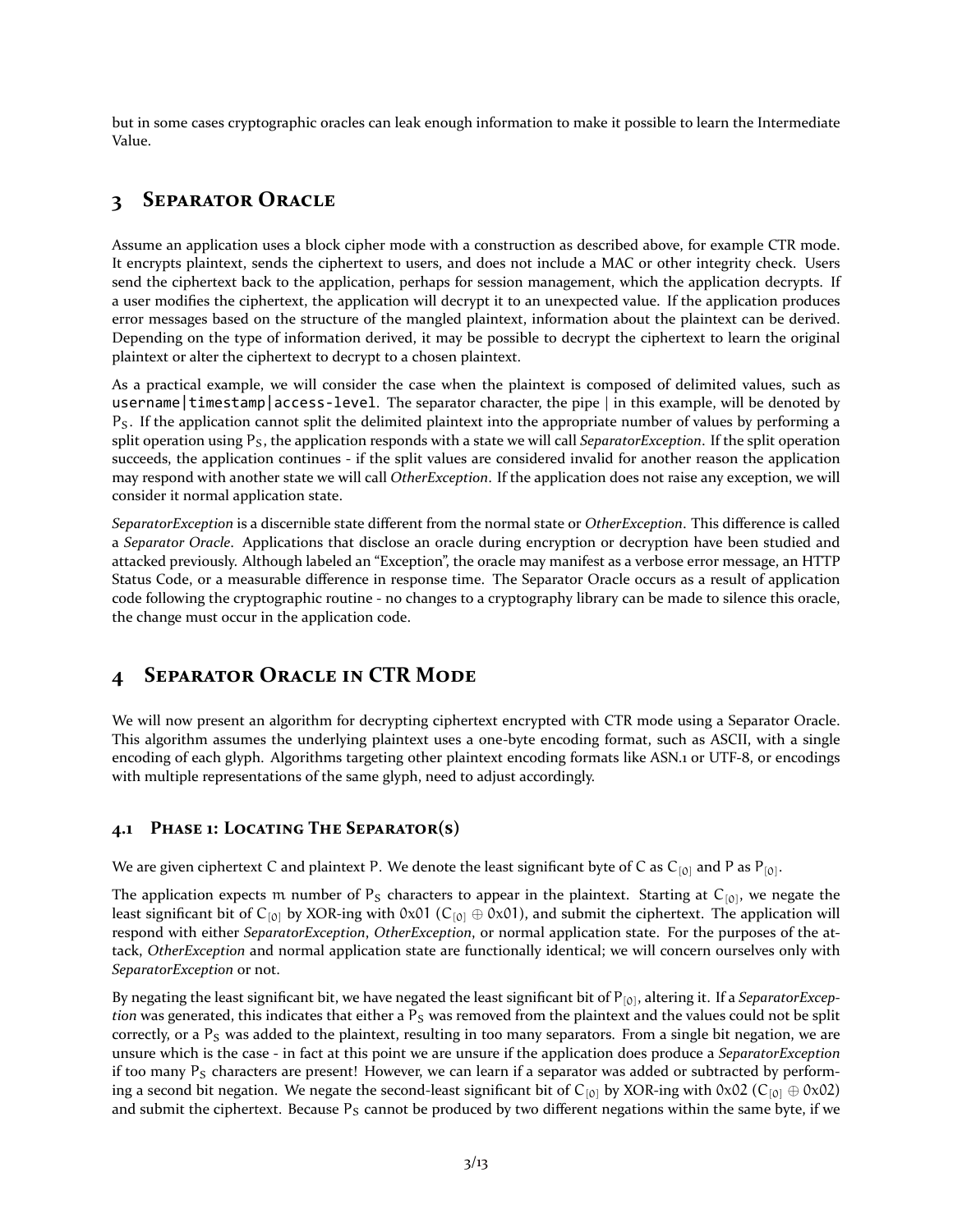but in some cases cryptographic oracles can leak enough information to make it possible to learn the Intermediate Value.

# 3 Separator Oracle

Assume an application uses a block cipher mode with a construction as described above, for example CTR mode. It encrypts plaintext, sends the ciphertext to users, and does not include a MAC or other integrity check. Users send the ciphertext back to the application, perhaps for session management, which the application decrypts. If a user modifies the ciphertext, the application will decrypt it to an unexpected value. If the application produces error messages based on the structure of the mangled plaintext, information about the plaintext can be derived. Depending on the type of information derived, it may be possible to decrypt the ciphertext to learn the original plaintext or alter the ciphertext to decrypt to a chosen plaintext.

As a practical example, we will consider the case when the plaintext is composed of delimited values, such as `username|timestamp|access-level`. The separator character, the pipe | in this example, will be denoted by $P_S$. If the application cannot split the delimited plaintext into the appropriate number of values by performing a split operation using $P_S$, the application responds with a state we will call *SeparatorException*. If the split operation succeeds, the application continues - if the split values are considered invalid for another reason the application may respond with another state we will call *OtherException*. If the application does not raise any exception, we will consider it normal application state.

*SeparatorException* is a discernible state different from the normal state or *OtherException*. This difference is called a *Separator Oracle*. Applications that disclose an oracle during encryption or decryption have been studied and attacked previously. Although labeled an "Exception", the oracle may manifest as a verbose error message, an HTTP Status Code, or a measurable difference in response time. The Separator Oracle occurs as a result of application code following the cryptographic routine - no changes to a cryptography library can be made to silence this oracle, the change must occur in the application code.

# 4 Separator Oracle in CTR Mode

We will now present an algorithm for decrypting ciphertext encrypted with CTR mode using a Separator Oracle. This algorithm assumes the underlying plaintext uses a one-byte encoding format, such as ASCII, with a single encoding of each glyph. Algorithms targeting other plaintext encoding formats like ASN.1 or UTF-8, or encodings with multiple representations of the same glyph, need to adjust accordingly.

## 4.1 Phase 1: Locating The Separator(s)

We are given ciphertext C and plaintext P. We denote the least significant byte of C as $C_{[0]}$ and P as $P_{[0]}$.

The application expects $m$ number of $P_S$ characters to appear in the plaintext. Starting at $C_{[0]}$, we negate the least significant bit of $C_{[0]}$ by XOR-ing with 0x01 ($C_{[0]} \oplus 0x01$), and submit the ciphertext. The application will respond with either *SeparatorException*, *OtherException*, or normal application state. For the purposes of the attack, *OtherException* and normal application state are functionally identical; we will concern ourselves only with *SeparatorException* or not.

By negating the least significant bit, we have negated the least significant bit of $P_{[0]}$, altering it. If a *SeparatorException* was generated, this indicates that either a $P_S$ was removed from the plaintext and the values could not be split correctly, or a $P_S$ was added to the plaintext, resulting in too many separators. From a single bit negation, we are unsure which is the case - in fact at this point we are unsure if the application does produce a *SeparatorException* if too many $P_S$ characters are present! However, we can learn if a separator was added or subtracted by performing a second bit negation. We negate the second-least significant bit of $C_{[0]}$ by XOR-ing with 0x02 ($C_{[0]} \oplus 0x02$) and submit the ciphertext. Because $P_S$ cannot be produced by two different negations within the same byte, if we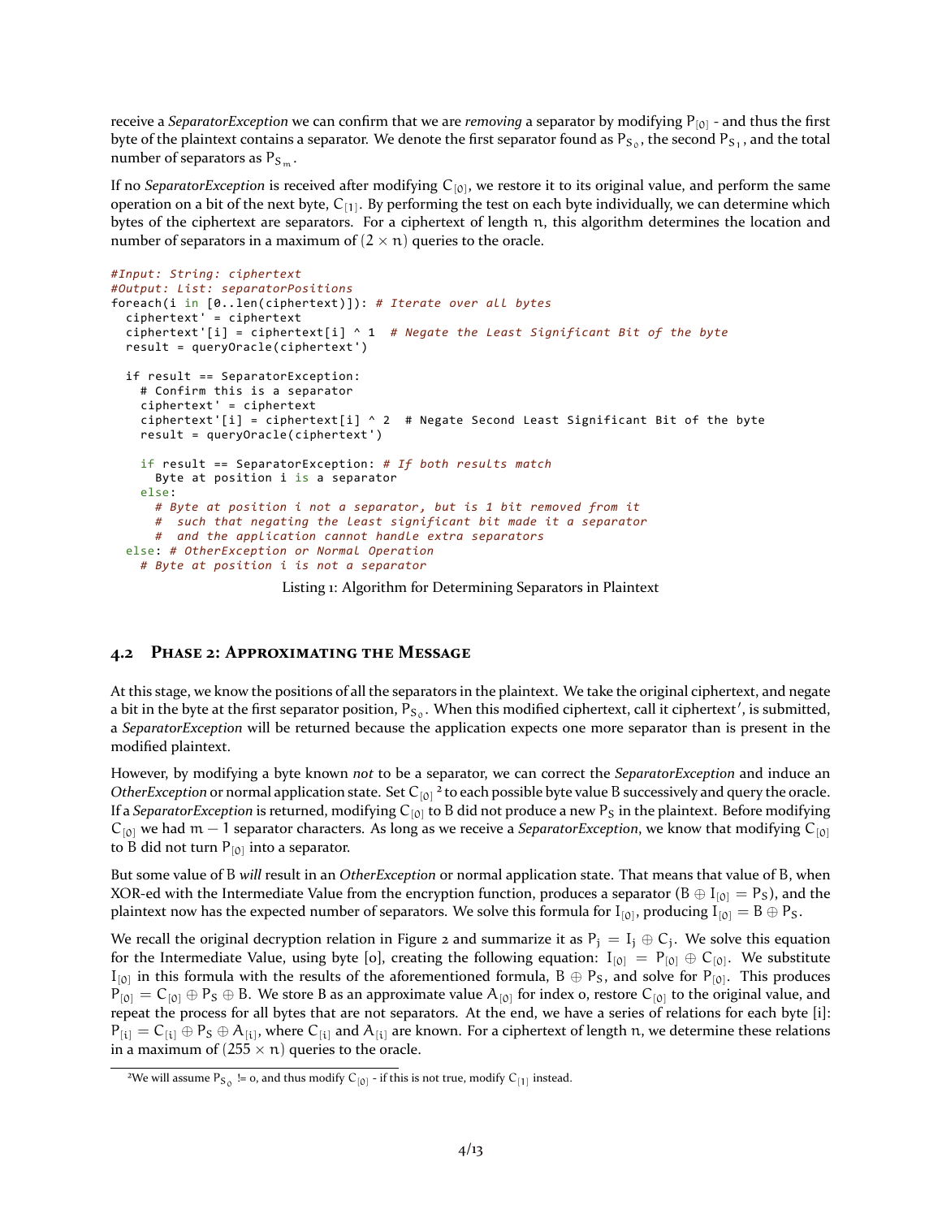receive a *SeparatorException* we can confirm that we are *removing* a separator by modifying $P_{[0]}$ - and thus the first byte of the plaintext contains a separator. We denote the first separator found as $P_{S_0}$, the second $P_{S_1}$, and the total number of separators as $P_{S_m}$.

If no *SeparatorException* is received after modifying $C_{[0]}$, we restore it to its original value, and perform the same operation on a bit of the next byte, $C_{[1]}$. By performing the test on each byte individually, we can determine which bytes of the ciphertext are separators. For a ciphertext of length $n$, this algorithm determines the location and number of separators in a maximum of $(2 \times n)$ queries to the oracle.

```
#Input: String: ciphertext
#Output: List: separatorPositions
foreach(i in [0..len(ciphertext)]): # Iterate over all bytes
  ciphertext' = ciphertext
  ciphertext'[i] = ciphertext[i] ^ 1  # Negate the Least Significant Bit of the byte
  result = queryOracle(ciphertext')

  if result == SeparatorException:
    # Confirm this is a separator
    ciphertext' = ciphertext
    ciphertext'[i] = ciphertext[i] ^ 2  # Negate Second Least Significant Bit of the byte
    result = queryOracle(ciphertext')

    if result == SeparatorException: # If both results match
      Byte at position i is a separator
    else:
      # Byte at position i not a separator, but is 1 bit removed from it
      #  such that negating the least significant bit made it a separator
      #  and the application cannot handle extra separators
  else: # OtherException or Normal Operation
    # Byte at position i is not a separator
```

Listing 1: Algorithm for Determining Separators in Plaintext

### 4.2 Phase 2: Approximating the Message

At this stage, we know the positions of all the separators in the plaintext. We take the original ciphertext, and negate a bit in the byte at the first separator position, $P_{S_0}$. When this modified ciphertext, call it ciphertext$'$, is submitted, a *SeparatorException* will be returned because the application expects one more separator than is present in the modified plaintext.

However, by modifying a byte known *not* to be a separator, we can correct the *SeparatorException* and induce an *OtherException* or normal application state. Set $C_{[0]}$ [2] to each possible byte value B successively and query the oracle. If a *SeparatorException* is returned, modifying $C_{[0]}$ to B did not produce a new $P_S$ in the plaintext. Before modifying $C_{[0]}$ we had $m - 1$ separator characters. As long as we receive a *SeparatorException*, we know that modifying $C_{[0]}$ to B did not turn $P_{[0]}$ into a separator.

But some value of B *will* result in an *OtherException* or normal application state. That means that value of B, when XOR-ed with the Intermediate Value from the encryption function, produces a separator ($B \oplus I_{[0]} = P_S$), and the plaintext now has the expected number of separators. We solve this formula for $I_{[0]}$, producing $I_{[0]} = B \oplus P_S$.

We recall the original decryption relation in Figure 2 and summarize it as $P_j = I_j \oplus C_j$. We solve this equation for the Intermediate Value, using byte [0], creating the following equation: $I_{[0]} = P_{[0]} \oplus C_{[0]}$. We substitute $I_{[0]}$ in this formula with the results of the aforementioned formula, $B \oplus P_S$, and solve for $P_{[0]}$. This produces $P_{[0]} = C_{[0]} \oplus P_S \oplus B$. We store B as an approximate value $A_{[0]}$ for index 0, restore $C_{[0]}$ to the original value, and repeat the process for all bytes that are not separators. At the end, we have a series of relations for each byte [i]: $P_{[i]} = C_{[i]} \oplus P_S \oplus A_{[i]}$, where $C_{[i]}$ and $A_{[i]}$ are known. For a ciphertext of length $n$, we determine these relations in a maximum of $(255 \times n)$ queries to the oracle.

[2] We will assume $P_{S_0}$ != 0, and thus modify $C_{[0]}$ - if this is not true, modify $C_{[1]}$ instead.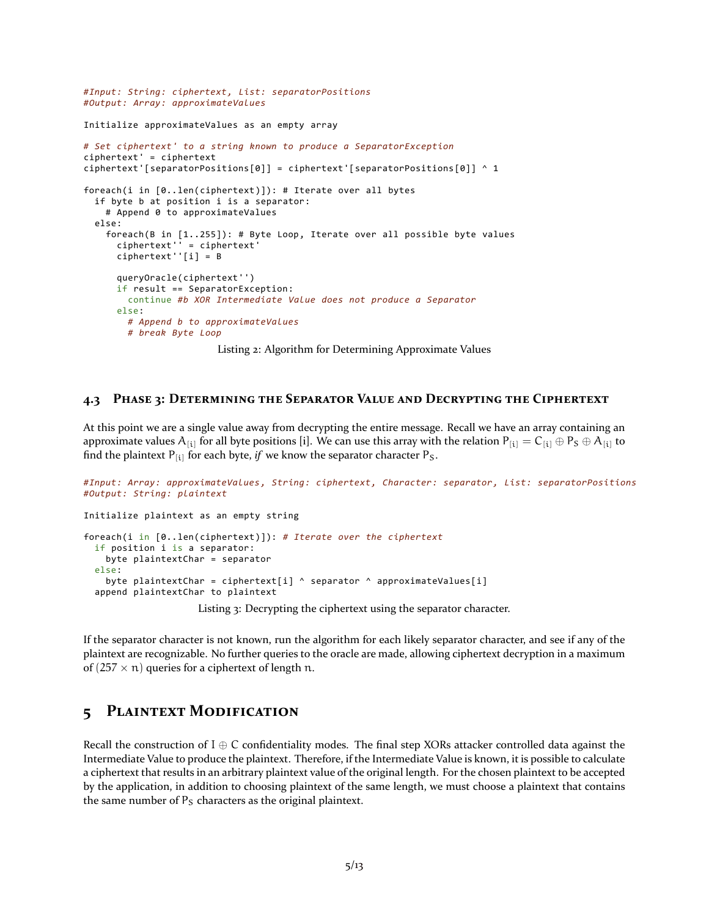```
#Input: String: ciphertext, List: separatorPositions
#Output: Array: approximateValues

Initialize approximateValues as an empty array

# Set ciphertext' to a string known to produce a SeparatorException
ciphertext' = ciphertext
ciphertext'[separatorPositions[0]] = ciphertext'[separatorPositions[0]] ^ 1

foreach(i in [0..len(ciphertext)]): # Iterate over all bytes
  if byte b at position i is a separator:
    # Append 0 to approximateValues
  else:
    foreach(B in [1..255]): # Byte Loop, Iterate over all possible byte values
      ciphertext'' = ciphertext'
      ciphertext''[i] = B

      queryOracle(ciphertext'')
      if result == SeparatorException:
        continue #b XOR Intermediate Value does not produce a Separator
      else:
        # Append b to approximateValues
        # break Byte Loop
```

Listing 2: Algorithm for Determining Approximate Values

## 4.3 Phase 3: Determining the Separator Value and Decrypting the Ciphertext

At this point we are a single value away from decrypting the entire message. Recall we have an array containing an approximate values $A_{[i]}$ for all byte positions [i]. We can use this array with the relation $P_{[i]} = C_{[i]} \oplus P_S \oplus A_{[i]}$ to find the plaintext $P_{[i]}$ for each byte, *if* we know the separator character $P_S$.

```
#Input: Array: approximateValues, String: ciphertext, Character: separator, List: separatorPositions
#Output: String: plaintext

Initialize plaintext as an empty string

foreach(i in [0..len(ciphertext)]): # Iterate over the ciphertext
  if position i is a separator:
    byte plaintextChar = separator
  else:
    byte plaintextChar = ciphertext[i] ^ separator ^ approximateValues[i]
  append plaintextChar to plaintext
```

Listing 3: Decrypting the ciphertext using the separator character.

If the separator character is not known, run the algorithm for each likely separator character, and see if any of the plaintext are recognizable. No further queries to the oracle are made, allowing ciphertext decryption in a maximum of $(257 \times n)$ queries for a ciphertext of length $n$.

# 5 Plaintext Modification

Recall the construction of $I \oplus C$ confidentiality modes. The final step XORs attacker controlled data against the Intermediate Value to produce the plaintext. Therefore, if the Intermediate Value is known, it is possible to calculate a ciphertext that results in an arbitrary plaintext value of the original length. For the chosen plaintext to be accepted by the application, in addition to choosing plaintext of the same length, we must choose a plaintext that contains the same number of $P_S$ characters as the original plaintext.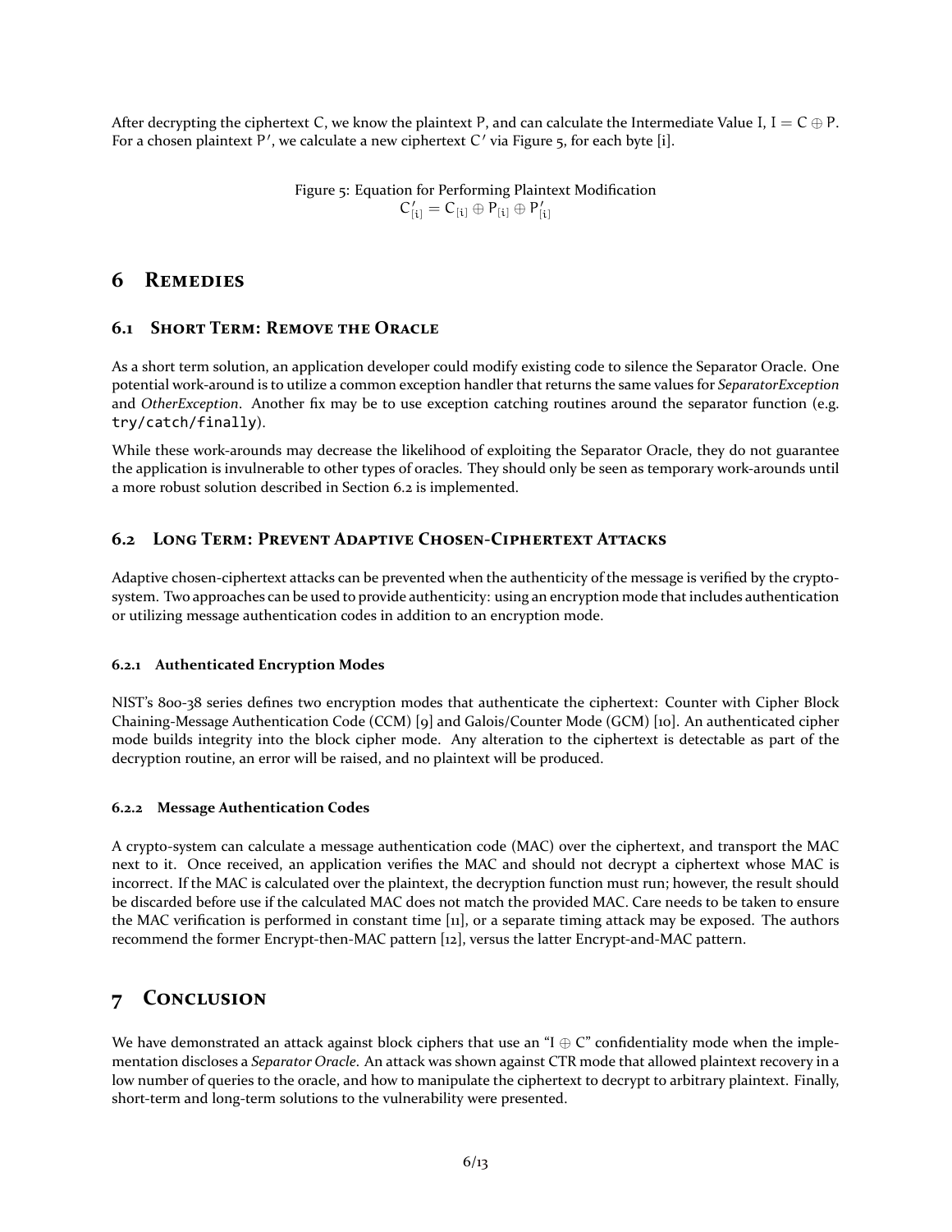After decrypting the ciphertext C, we know the plaintext P, and can calculate the Intermediate Value I, $I = C \oplus P$. For a chosen plaintext $P'$, we calculate a new ciphertext $C'$ via Figure 5, for each byte [i].

Figure 5: Equation for Performing Plaintext Modification

$$C'_{[i]} = C_{[i]} \oplus P_{[i]} \oplus P'_{[i]}$$

# 6 Remedies

## 6.1 Short Term: Remove the Oracle

As a short term solution, an application developer could modify existing code to silence the Separator Oracle. One potential work-around is to utilize a common exception handler that returns the same values for *SeparatorException* and *OtherException*. Another fix may be to use exception catching routines around the separator function (e.g. `try/catch/finally`).

While these work-arounds may decrease the likelihood of exploiting the Separator Oracle, they do not guarantee the application is invulnerable to other types of oracles. They should only be seen as temporary work-arounds until a more robust solution described in Section 6.2 is implemented.

## 6.2 Long Term: Prevent Adaptive Chosen-Ciphertext Attacks

Adaptive chosen-ciphertext attacks can be prevented when the authenticity of the message is verified by the crypto-system. Two approaches can be used to provide authenticity: using an encryption mode that includes authentication or utilizing message authentication codes in addition to an encryption mode.

### 6.2.1 Authenticated Encryption Modes

NIST's 800-38 series defines two encryption modes that authenticate the ciphertext: Counter with Cipher Block Chaining-Message Authentication Code (CCM) [9] and Galois/Counter Mode (GCM) [10]. An authenticated cipher mode builds integrity into the block cipher mode. Any alteration to the ciphertext is detectable as part of the decryption routine, an error will be raised, and no plaintext will be produced.

### 6.2.2 Message Authentication Codes

A crypto-system can calculate a message authentication code (MAC) over the ciphertext, and transport the MAC next to it. Once received, an application verifies the MAC and should not decrypt a ciphertext whose MAC is incorrect. If the MAC is calculated over the plaintext, the decryption function must run; however, the result should be discarded before use if the calculated MAC does not match the provided MAC. Care needs to be taken to ensure the MAC verification is performed in constant time [11], or a separate timing attack may be exposed. The authors recommend the former Encrypt-then-MAC pattern [12], versus the latter Encrypt-and-MAC pattern.

# 7 Conclusion

We have demonstrated an attack against block ciphers that use an "$I \oplus C$" confidentiality mode when the implementation discloses a *Separator Oracle*. An attack was shown against CTR mode that allowed plaintext recovery in a low number of queries to the oracle, and how to manipulate the ciphertext to decrypt to arbitrary plaintext. Finally, short-term and long-term solutions to the vulnerability were presented.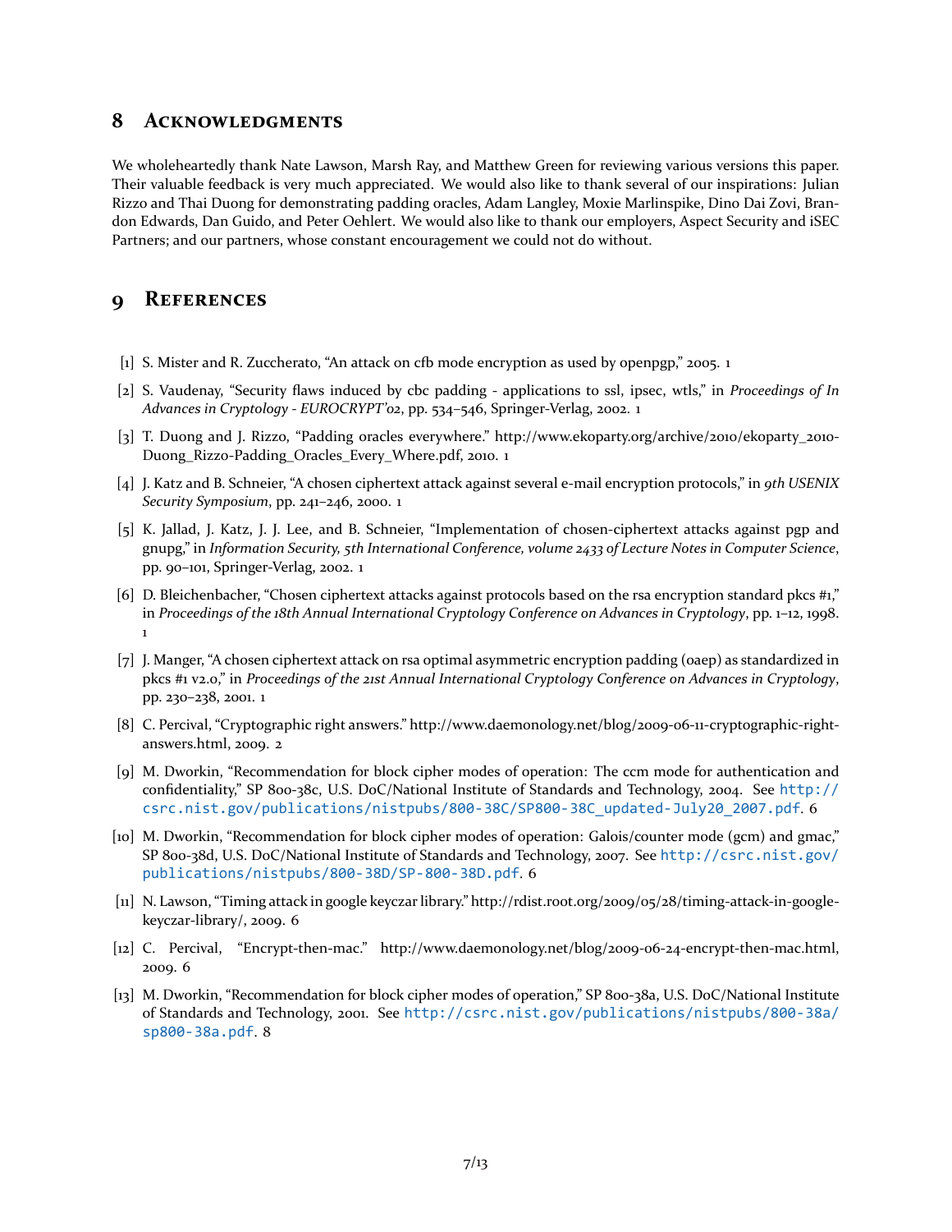## 8 Acknowledgments

We wholeheartedly thank Nate Lawson, Marsh Ray, and Matthew Green for reviewing various versions this paper. Their valuable feedback is very much appreciated. We would also like to thank several of our inspirations: Julian Rizzo and Thai Duong for demonstrating padding oracles, Adam Langley, Moxie Marlinspike, Dino Dai Zovi, Brandon Edwards, Dan Guido, and Peter Oehlert. We would also like to thank our employers, Aspect Security and iSEC Partners; and our partners, whose constant encouragement we could not do without.

## 9 References

[1] S. Mister and R. Zuccherato, "An attack on cfb mode encryption as used by openpgp," 2005. 1

[2] S. Vaudenay, "Security flaws induced by cbc padding - applications to ssl, ipsec, wtls," in *Proceedings of In Advances in Cryptology - EUROCRYPT'02*, pp. 534–546, Springer-Verlag, 2002. 1

[3] T. Duong and J. Rizzo, "Padding oracles everywhere." http://www.ekoparty.org/archive/2010/ekoparty_2010-Duong_Rizzo-Padding_Oracles_Every_Where.pdf, 2010. 1

[4] J. Katz and B. Schneier, "A chosen ciphertext attack against several e-mail encryption protocols," in *9th USENIX Security Symposium*, pp. 241–246, 2000. 1

[5] K. Jallad, J. Katz, J. J. Lee, and B. Schneier, "Implementation of chosen-ciphertext attacks against pgp and gnupg," in *Information Security, 5th International Conference, volume 2433 of Lecture Notes in Computer Science*, pp. 90–101, Springer-Verlag, 2002. 1

[6] D. Bleichenbacher, "Chosen ciphertext attacks against protocols based on the rsa encryption standard pkcs #1," in *Proceedings of the 18th Annual International Cryptology Conference on Advances in Cryptology*, pp. 1–12, 1998. 1

[7] J. Manger, "A chosen ciphertext attack on rsa optimal asymmetric encryption padding (oaep) as standardized in pkcs #1 v2.0," in *Proceedings of the 21st Annual International Cryptology Conference on Advances in Cryptology*, pp. 230–238, 2001. 1

[8] C. Percival, "Cryptographic right answers." http://www.daemonology.net/blog/2009-06-11-cryptographic-right-answers.html, 2009. 2

[9] M. Dworkin, "Recommendation for block cipher modes of operation: The ccm mode for authentication and confidentiality," SP 800-38c, U.S. DoC/National Institute of Standards and Technology, 2004. See http://csrc.nist.gov/publications/nistpubs/800-38C/SP800-38C_updated-July20_2007.pdf. 6

[10] M. Dworkin, "Recommendation for block cipher modes of operation: Galois/counter mode (gcm) and gmac," SP 800-38d, U.S. DoC/National Institute of Standards and Technology, 2007. See http://csrc.nist.gov/publications/nistpubs/800-38D/SP-800-38D.pdf. 6

[11] N. Lawson, "Timing attack in google keyczar library." http://rdist.root.org/2009/05/28/timing-attack-in-google-keyczar-library/, 2009. 6

[12] C. Percival, "Encrypt-then-mac." http://www.daemonology.net/blog/2009-06-24-encrypt-then-mac.html, 2009. 6

[13] M. Dworkin, "Recommendation for block cipher modes of operation," SP 800-38a, U.S. DoC/National Institute of Standards and Technology, 2001. See http://csrc.nist.gov/publications/nistpubs/800-38a/sp800-38a.pdf. 8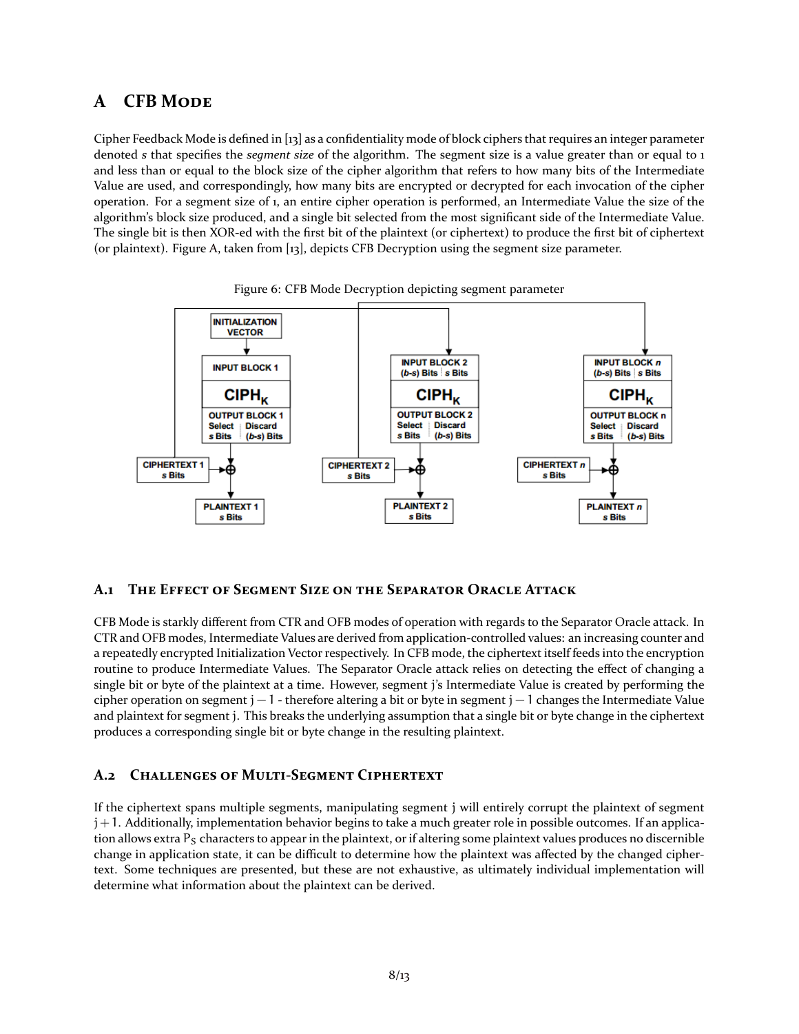# A CFB Mode

Cipher Feedback Mode is defined in [13] as a confidentiality mode of block ciphers that requires an integer parameter denoted *s* that specifies the *segment size* of the algorithm. The segment size is a value greater than or equal to 1 and less than or equal to the block size of the cipher algorithm that refers to how many bits of the Intermediate Value are used, and correspondingly, how many bits are encrypted or decrypted for each invocation of the cipher operation. For a segment size of 1, an entire cipher operation is performed, an Intermediate Value the size of the algorithm's block size produced, and a single bit selected from the most significant side of the Intermediate Value. The single bit is then XOR-ed with the first bit of the plaintext (or ciphertext) to produce the first bit of ciphertext (or plaintext). Figure A, taken from [13], depicts CFB Decryption using the segment size parameter.

Figure 6: CFB Mode Decryption depicting segment parameter

INITIALIZATION VECTOR

INPUT BLOCK 1

CIPH$_K$

OUTPUT BLOCK 1
Select s Bits | Discard (b-s) Bits

CIPHERTEXT 1
s Bits

PLAINTEXT 1
s Bits

INPUT BLOCK 2
(b-s) Bits | s Bits

CIPH$_K$

OUTPUT BLOCK 2
Select s Bits | Discard (b-s) Bits

CIPHERTEXT 2
s Bits

PLAINTEXT 2
s Bits

INPUT BLOCK n
(b-s) Bits | s Bits

CIPH$_K$

OUTPUT BLOCK n
Select s Bits | Discard (b-s) Bits

CIPHERTEXT n
s Bits

PLAINTEXT n
s Bits

## A.1 The Effect of Segment Size on the Separator Oracle Attack

CFB Mode is starkly different from CTR and OFB modes of operation with regards to the Separator Oracle attack. In CTR and OFB modes, Intermediate Values are derived from application-controlled values: an increasing counter and a repeatedly encrypted Initialization Vector respectively. In CFB mode, the ciphertext itself feeds into the encryption routine to produce Intermediate Values. The Separator Oracle attack relies on detecting the effect of changing a single bit or byte of the plaintext at a time. However, segment j's Intermediate Value is created by performing the cipher operation on segment $j-1$ - therefore altering a bit or byte in segment $j-1$ changes the Intermediate Value and plaintext for segment j. This breaks the underlying assumption that a single bit or byte change in the ciphertext produces a corresponding single bit or byte change in the resulting plaintext.

## A.2 Challenges of Multi-Segment Ciphertext

If the ciphertext spans multiple segments, manipulating segment j will entirely corrupt the plaintext of segment $j+1$. Additionally, implementation behavior begins to take a much greater role in possible outcomes. If an application allows extra $P_S$ characters to appear in the plaintext, or if altering some plaintext values produces no discernible change in application state, it can be difficult to determine how the plaintext was affected by the changed ciphertext. Some techniques are presented, but these are not exhaustive, as ultimately individual implementation will determine what information about the plaintext can be derived.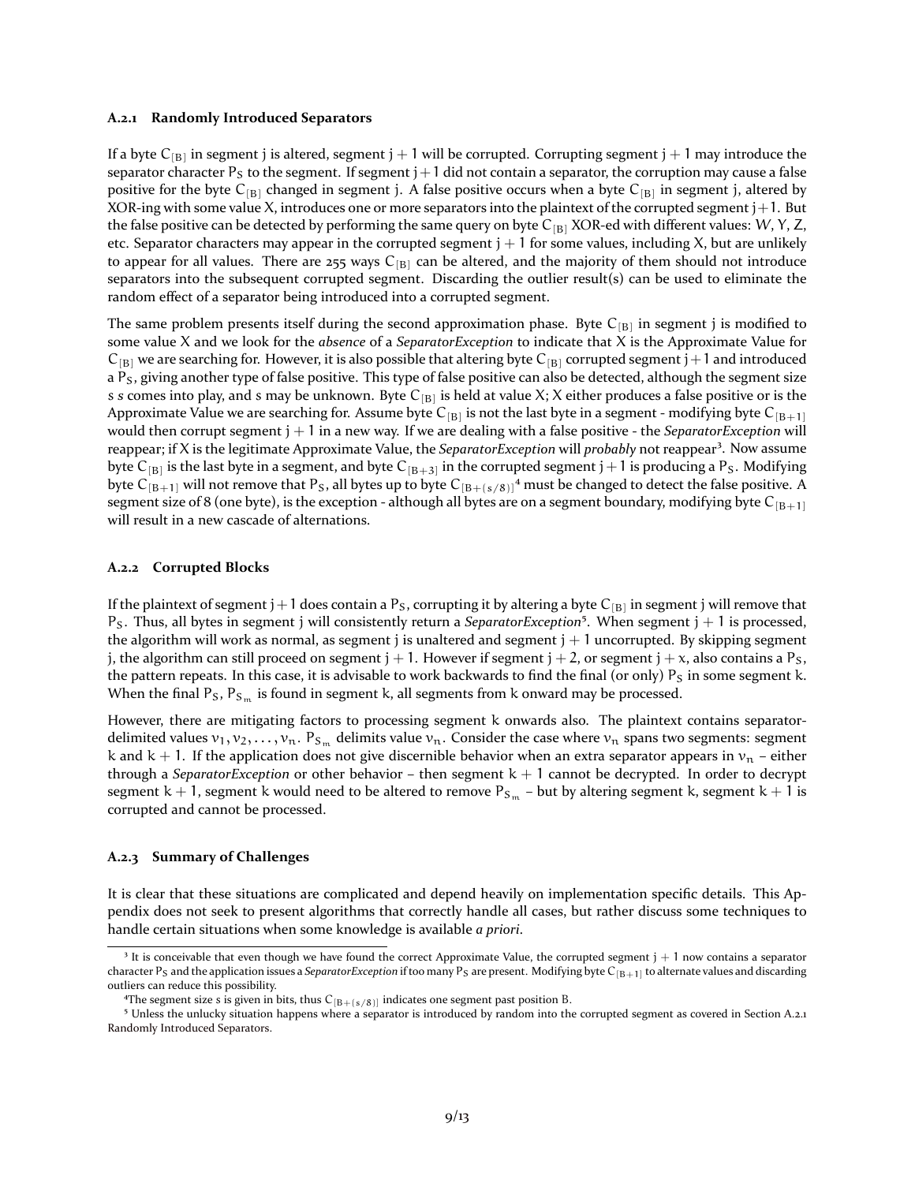### A.2.1 Randomly Introduced Separators

If a byte $C_{[B]}$ in segment j is altered, segment $j+1$ will be corrupted. Corrupting segment $j+1$ may introduce the separator character $P_S$ to the segment. If segment $j+1$ did not contain a separator, the corruption may cause a false positive for the byte $C_{[B]}$ changed in segment j. A false positive occurs when a byte $C_{[B]}$ in segment j, altered by XOR-ing with some value X, introduces one or more separators into the plaintext of the corrupted segment $j+1$. But the false positive can be detected by performing the same query on byte $C_{[B]}$ XOR-ed with different values: *W*, Y, Z, etc. Separator characters may appear in the corrupted segment $j+1$ for some values, including X, but are unlikely to appear for all values. There are 255 ways $C_{[B]}$ can be altered, and the majority of them should not introduce separators into the subsequent corrupted segment. Discarding the outlier result(s) can be used to eliminate the random effect of a separator being introduced into a corrupted segment.

The same problem presents itself during the second approximation phase. Byte $C_{[B]}$ in segment j is modified to some value X and we look for the *absence* of a *SeparatorException* to indicate that X is the Approximate Value for $C_{[B]}$ we are searching for. However, it is also possible that altering byte $C_{[B]}$ corrupted segment $j+1$ and introduced a $P_S$, giving another type of false positive. This type of false positive can also be detected, although the segment size s *s* comes into play, and s may be unknown. Byte $C_{[B]}$ is held at value X; X either produces a false positive or is the Approximate Value we are searching for. Assume byte $C_{[B]}$ is not the last byte in a segment - modifying byte $C_{[B+1]}$ would then corrupt segment $j+1$ in a new way. If we are dealing with a false positive - the *SeparatorException* will reappear; if X is the legitimate Approximate Value, the *SeparatorException* will *probably* not reappear[3]. Now assume byte $C_{[B]}$ is the last byte in a segment, and byte $C_{[B+3]}$ in the corrupted segment $j+1$ is producing a $P_S$. Modifying byte $C_{[B+1]}$ will not remove that $P_S$, all bytes up to byte $C_{[B+(s/8)]}$[4] must be changed to detect the false positive. A segment size of 8 (one byte), is the exception - although all bytes are on a segment boundary, modifying byte $C_{[B+1]}$ will result in a new cascade of alternations.

### A.2.2 Corrupted Blocks

If the plaintext of segment $j+1$ does contain a $P_S$, corrupting it by altering a byte $C_{[B]}$ in segment j will remove that $P_S$. Thus, all bytes in segment j will consistently return a *SeparatorException*[5]. When segment $j+1$ is processed, the algorithm will work as normal, as segment j is unaltered and segment $j+1$ uncorrupted. By skipping segment j, the algorithm can still proceed on segment $j+1$. However if segment $j+2$, or segment $j+x$, also contains a $P_S$, the pattern repeats. In this case, it is advisable to work backwards to find the final (or only) $P_S$ in some segment k. When the final $P_S$, $P_{S_m}$ is found in segment k, all segments from k onward may be processed.

However, there are mitigating factors to processing segment k onwards also. The plaintext contains separator-delimited values $v_1, v_2, \ldots, v_n$. $P_{S_m}$ delimits value $v_n$. Consider the case where $v_n$ spans two segments: segment k and $k+1$. If the application does not give discernible behavior when an extra separator appears in $v_n$ – either through a *SeparatorException* or other behavior – then segment $k+1$ cannot be decrypted. In order to decrypt segment $k+1$, segment k would need to be altered to remove $P_{S_m}$ – but by altering segment k, segment $k+1$ is corrupted and cannot be processed.

### A.2.3 Summary of Challenges

It is clear that these situations are complicated and depend heavily on implementation specific details. This Appendix does not seek to present algorithms that correctly handle all cases, but rather discuss some techniques to handle certain situations when some knowledge is available *a priori*.

---

[3] It is conceivable that even though we have found the correct Approximate Value, the corrupted segment $j+1$ now contains a separator character $P_S$ and the application issues a *SeparatorException* if too many $P_S$ are present. Modifying byte $C_{[B+1]}$ to alternate values and discarding outliers can reduce this possibility.

[4] The segment size s is given in bits, thus $C_{[B+(s/8)]}$ indicates one segment past position B.

[5] Unless the unlucky situation happens where a separator is introduced by random into the corrupted segment as covered in Section A.2.1 Randomly Introduced Separators.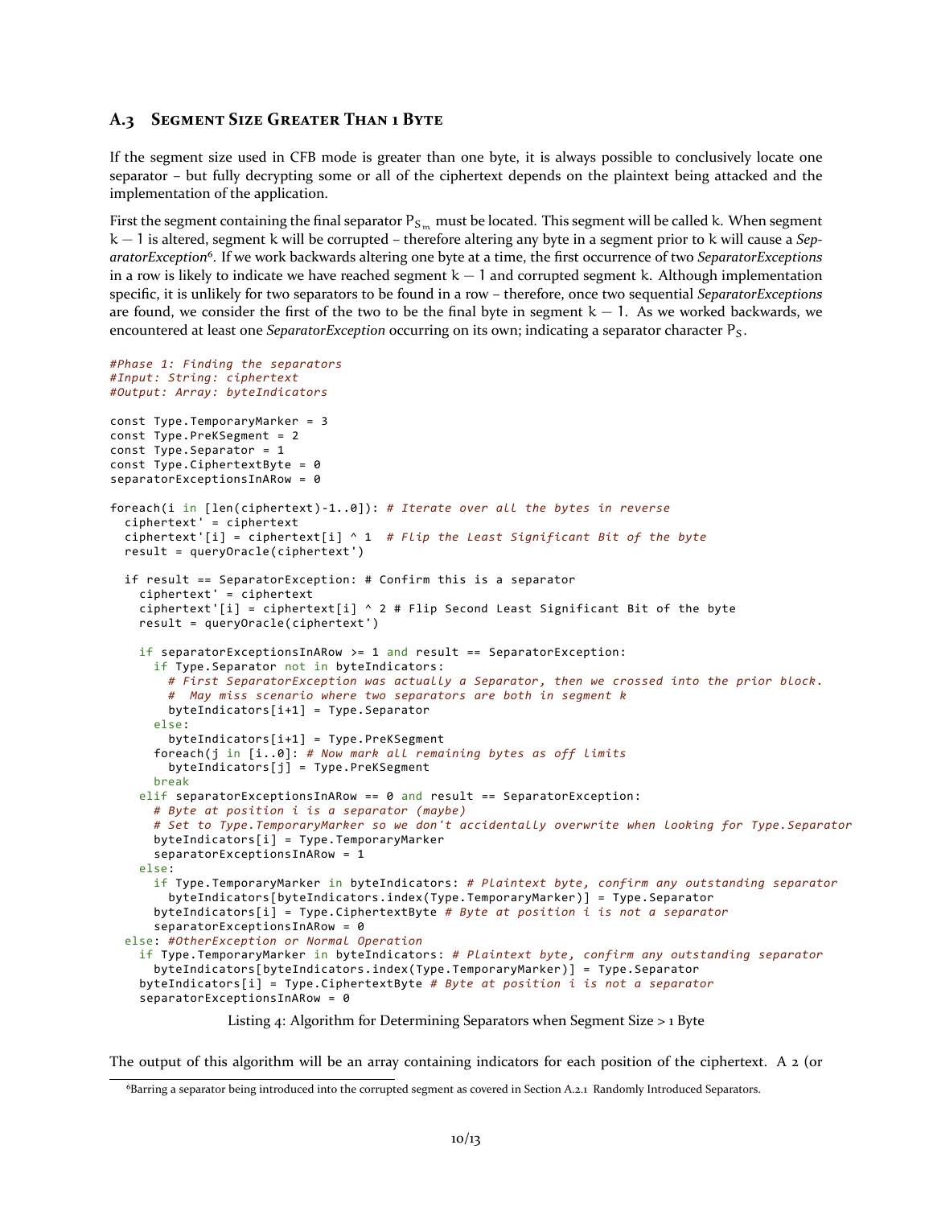### A.3 Segment Size Greater Than 1 Byte

If the segment size used in CFB mode is greater than one byte, it is always possible to conclusively locate one separator – but fully decrypting some or all of the ciphertext depends on the plaintext being attacked and the implementation of the application.

First the segment containing the final separator $P_{S_m}$ must be located. This segment will be called $k$. When segment $k-1$ is altered, segment $k$ will be corrupted – therefore altering any byte in a segment prior to $k$ will cause a *SeparatorException*[6]. If we work backwards altering one byte at a time, the first occurrence of two *SeparatorExceptions* in a row is likely to indicate we have reached segment $k-1$ and corrupted segment $k$. Although implementation specific, it is unlikely for two separators to be found in a row – therefore, once two sequential *SeparatorExceptions* are found, we consider the first of the two to be the final byte in segment $k-1$. As we worked backwards, we encountered at least one *SeparatorException* occurring on its own; indicating a separator character $P_S$.

```
#Phase 1: Finding the separators
#Input: String: ciphertext
#Output: Array: byteIndicators

const Type.TemporaryMarker = 3
const Type.PreKSegment = 2
const Type.Separator = 1
const Type.CiphertextByte = 0
separatorExceptionsInARow = 0

foreach(i in [len(ciphertext)-1..0]): # Iterate over all the bytes in reverse
  ciphertext' = ciphertext
  ciphertext'[i] = ciphertext[i] ^ 1  # Flip the Least Significant Bit of the byte
  result = queryOracle(ciphertext')

  if result == SeparatorException: # Confirm this is a separator
    ciphertext' = ciphertext
    ciphertext'[i] = ciphertext[i] ^ 2 # Flip Second Least Significant Bit of the byte
    result = queryOracle(ciphertext')

    if separatorExceptionsInARow >= 1 and result == SeparatorException:
      if Type.Separator not in byteIndicators:
        # First SeparatorException was actually a Separator, then we crossed into the prior block.
        #  May miss scenario where two separators are both in segment k
        byteIndicators[i+1] = Type.Separator
      else:
        byteIndicators[i+1] = Type.PreKSegment
      foreach(j in [i..0]: # Now mark all remaining bytes as off limits
        byteIndicators[j] = Type.PreKSegment
      break
    elif separatorExceptionsInARow == 0 and result == SeparatorException:
      # Byte at position i is a separator (maybe)
      # Set to Type.TemporaryMarker so we don't accidentally overwrite when looking for Type.Separator
      byteIndicators[i] = Type.TemporaryMarker
      separatorExceptionsInARow = 1
    else:
      if Type.TemporaryMarker in byteIndicators: # Plaintext byte, confirm any outstanding separator
        byteIndicators[byteIndicators.index(Type.TemporaryMarker)] = Type.Separator
      byteIndicators[i] = Type.CiphertextByte # Byte at position i is not a separator
      separatorExceptionsInARow = 0
  else: #OtherException or Normal Operation
    if Type.TemporaryMarker in byteIndicators: # Plaintext byte, confirm any outstanding separator
      byteIndicators[byteIndicators.index(Type.TemporaryMarker)] = Type.Separator
    byteIndicators[i] = Type.CiphertextByte # Byte at position i is not a separator
    separatorExceptionsInARow = 0
```

Listing 4: Algorithm for Determining Separators when Segment Size > 1 Byte

The output of this algorithm will be an array containing indicators for each position of the ciphertext. A 2 (or

[6] Barring a separator being introduced into the corrupted segment as covered in Section A.2.1 Randomly Introduced Separators.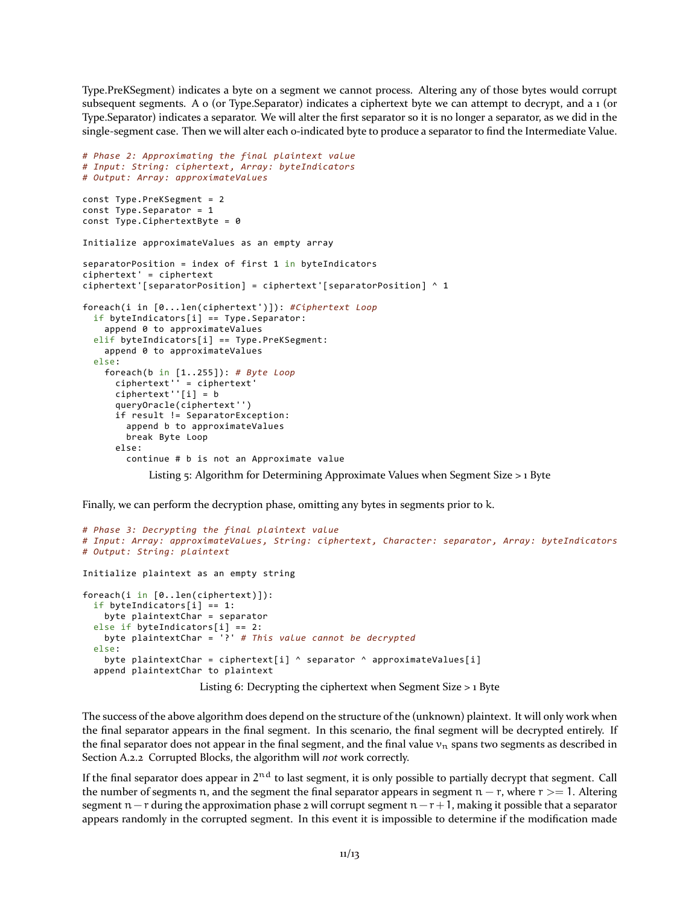Type.PreKSegment) indicates a byte on a segment we cannot process. Altering any of those bytes would corrupt subsequent segments. A 0 (or Type.Separator) indicates a ciphertext byte we can attempt to decrypt, and a 1 (or Type.Separator) indicates a separator. We will alter the first separator so it is no longer a separator, as we did in the single-segment case. Then we will alter each 0-indicated byte to produce a separator to find the Intermediate Value.

```
# Phase 2: Approximating the final plaintext value
# Input: String: ciphertext, Array: byteIndicators
# Output: Array: approximateValues

const Type.PreKSegment = 2
const Type.Separator = 1
const Type.CiphertextByte = 0

Initialize approximateValues as an empty array

separatorPosition = index of first 1 in byteIndicators
ciphertext' = ciphertext
ciphertext'[separatorPosition] = ciphertext'[separatorPosition] ^ 1

foreach(i in [0...len(ciphertext')]): #Ciphertext Loop
  if byteIndicators[i] == Type.Separator:
    append 0 to approximateValues
  elif byteIndicators[i] == Type.PreKSegment:
    append 0 to approximateValues
  else:
    foreach(b in [1..255]): # Byte Loop
      ciphertext'' = ciphertext'
      ciphertext''[i] = b
      queryOracle(ciphertext'')
      if result != SeparatorException:
        append b to approximateValues
        break Byte Loop
      else:
        continue # b is not an Approximate value
```

Listing 5: Algorithm for Determining Approximate Values when Segment Size > 1 Byte

Finally, we can perform the decryption phase, omitting any bytes in segments prior to $k$.

```
# Phase 3: Decrypting the final plaintext value
# Input: Array: approximateValues, String: ciphertext, Character: separator, Array: byteIndicators
# Output: String: plaintext

Initialize plaintext as an empty string

foreach(i in [0..len(ciphertext)]):
  if byteIndicators[i] == 1:
    byte plaintextChar = separator
  else if byteIndicators[i] == 2:
    byte plaintextChar = '?' # This value cannot be decrypted
  else:
    byte plaintextChar = ciphertext[i] ^ separator ^ approximateValues[i]
  append plaintextChar to plaintext
```

Listing 6: Decrypting the ciphertext when Segment Size > 1 Byte

The success of the above algorithm does depend on the structure of the (unknown) plaintext. It will only work when the final separator appears in the final segment. In this scenario, the final segment will be decrypted entirely. If the final separator does not appear in the final segment, and the final value $v_n$ spans two segments as described in Section A.2.2 Corrupted Blocks, the algorithm will *not* work correctly.

If the final separator does appear in $2^{nd}$ to last segment, it is only possible to partially decrypt that segment. Call the number of segments $n$, and the segment the final separator appears in segment $n - r$, where $r >= 1$. Altering segment $n - r$ during the approximation phase 2 will corrupt segment $n - r + 1$, making it possible that a separator appears randomly in the corrupted segment. In this event it is impossible to determine if the modification made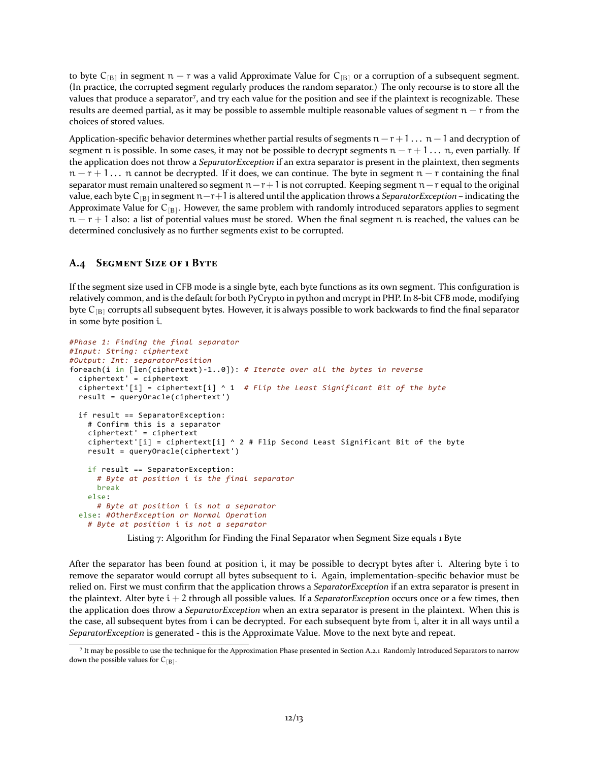to byte $C_{[B]}$ in segment $n - r$ was a valid Approximate Value for $C_{[B]}$ or a corruption of a subsequent segment. (In practice, the corrupted segment regularly produces the random separator.) The only recourse is to store all the values that produce a separator[7], and try each value for the position and see if the plaintext is recognizable. These results are deemed partial, as it may be possible to assemble multiple reasonable values of segment $n - r$ from the choices of stored values.

Application-specific behavior determines whether partial results of segments $n-r+1 \ldots n-1$ and decryption of segment $n$ is possible. In some cases, it may not be possible to decrypt segments $n-r+1 \ldots n$, even partially. If the application does not throw a *SeparatorException* if an extra separator is present in the plaintext, then segments $n - r + 1 \ldots n$ cannot be decrypted. If it does, we can continue. The byte in segment $n - r$ containing the final separator must remain unaltered so segment $n-r+1$ is not corrupted. Keeping segment $n-r$ equal to the original value, each byte $C_{[B]}$ in segment $n-r+1$ is altered until the application throws a *SeparatorException* – indicating the Approximate Value for $C_{[B]}$. However, the same problem with randomly introduced separators applies to segment $n - r + 1$ also: a list of potential values must be stored. When the final segment $n$ is reached, the values can be determined conclusively as no further segments exist to be corrupted.

## A.4 Segment Size of 1 Byte

If the segment size used in CFB mode is a single byte, each byte functions as its own segment. This configuration is relatively common, and is the default for both PyCrypto in python and mcrypt in PHP. In 8-bit CFB mode, modifying byte $C_{[B]}$ corrupts all subsequent bytes. However, it is always possible to work backwards to find the final separator in some byte position $i$.

```
#Phase 1: Finding the final separator
#Input: String: ciphertext
#Output: Int: separatorPosition
foreach(i in [len(ciphertext)-1..0]): # Iterate over all the bytes in reverse
  ciphertext' = ciphertext
  ciphertext'[i] = ciphertext[i] ^ 1  # Flip the Least Significant Bit of the byte
  result = queryOracle(ciphertext')

  if result == SeparatorException:
    # Confirm this is a separator
    ciphertext' = ciphertext
    ciphertext'[i] = ciphertext[i] ^ 2 # Flip Second Least Significant Bit of the byte
    result = queryOracle(ciphertext')

    if result == SeparatorException:
      # Byte at position i is the final separator
      break
    else:
      # Byte at position i is not a separator
  else: #OtherException or Normal Operation
    # Byte at position i is not a separator
```

Listing 7: Algorithm for Finding the Final Separator when Segment Size equals 1 Byte

After the separator has been found at position $i$, it may be possible to decrypt bytes after $i$. Altering byte $i$ to remove the separator would corrupt all bytes subsequent to $i$. Again, implementation-specific behavior must be relied on. First we must confirm that the application throws a *SeparatorException* if an extra separator is present in the plaintext. Alter byte $i + 2$ through all possible values. If a *SeparatorException* occurs once or a few times, then the application does throw a *SeparatorException* when an extra separator is present in the plaintext. When this is the case, all subsequent bytes from $i$ can be decrypted. For each subsequent byte from $i$, alter it in all ways until a *SeparatorException* is generated - this is the Approximate Value. Move to the next byte and repeat.

[7] It may be possible to use the technique for the Approximation Phase presented in Section A.2.1 Randomly Introduced Separators to narrow down the possible values for $C_{[B]}$.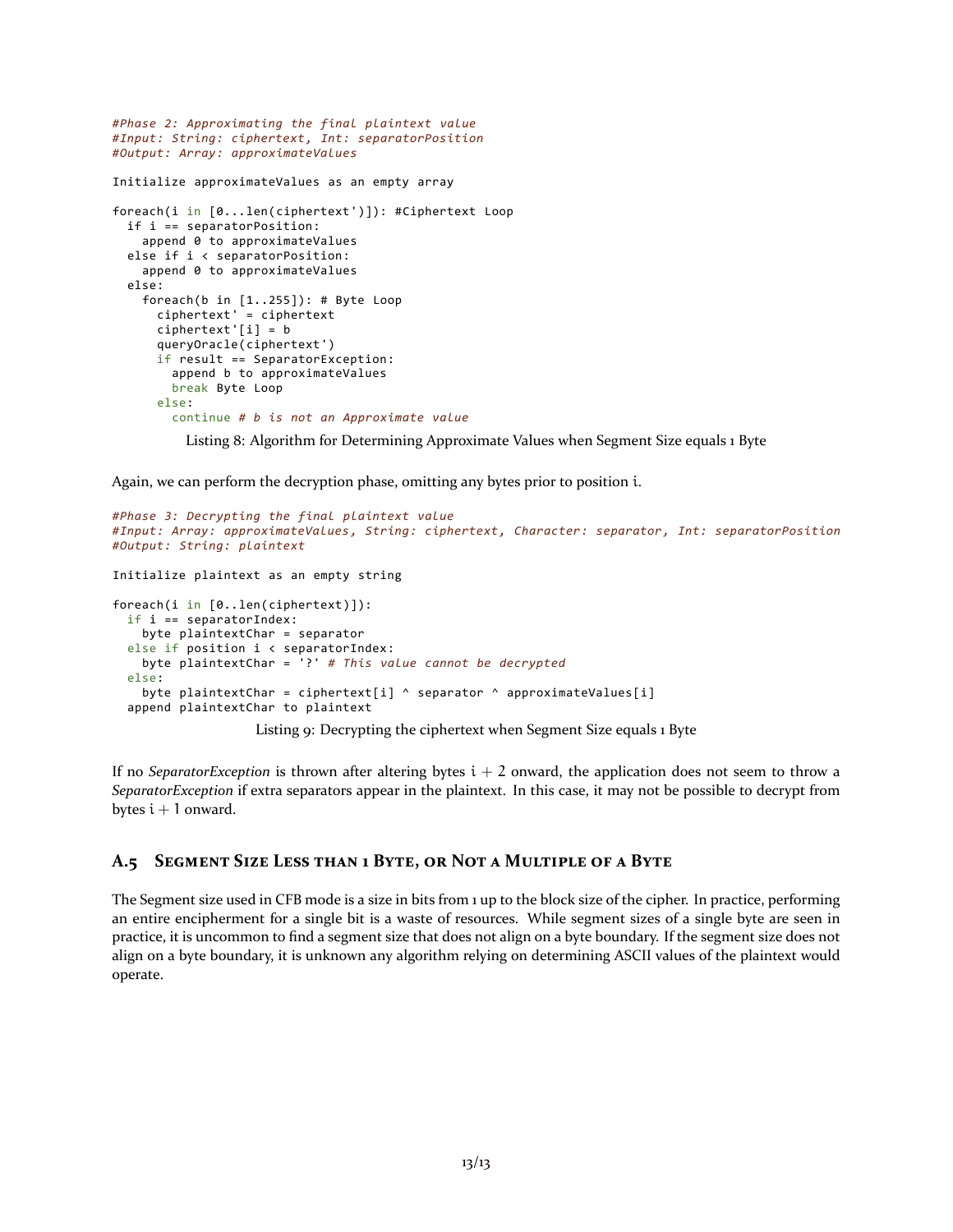```
#Phase 2: Approximating the final plaintext value
#Input: String: ciphertext, Int: separatorPosition
#Output: Array: approximateValues

Initialize approximateValues as an empty array

foreach(i in [0...len(ciphertext')]): #Ciphertext Loop
  if i == separatorPosition:
    append 0 to approximateValues
  else if i < separatorPosition:
    append 0 to approximateValues
  else:
    foreach(b in [1..255]): # Byte Loop
      ciphertext' = ciphertext
      ciphertext'[i] = b
      queryOracle(ciphertext')
      if result == SeparatorException:
        append b to approximateValues
        break Byte Loop
      else:
        continue # b is not an Approximate value
```

Listing 8: Algorithm for Determining Approximate Values when Segment Size equals 1 Byte

Again, we can perform the decryption phase, omitting any bytes prior to position i.

```
#Phase 3: Decrypting the final plaintext value
#Input: Array: approximateValues, String: ciphertext, Character: separator, Int: separatorPosition
#Output: String: plaintext

Initialize plaintext as an empty string

foreach(i in [0..len(ciphertext)]):
  if i == separatorIndex:
    byte plaintextChar = separator
  else if position i < separatorIndex:
    byte plaintextChar = '?' # This value cannot be decrypted
  else:
    byte plaintextChar = ciphertext[i] ^ separator ^ approximateValues[i]
  append plaintextChar to plaintext
```

Listing 9: Decrypting the ciphertext when Segment Size equals 1 Byte

If no *SeparatorException* is thrown after altering bytes $i + 2$ onward, the application does not seem to throw a *SeparatorException* if extra separators appear in the plaintext. In this case, it may not be possible to decrypt from bytes $i + 1$ onward.

## A.5 Segment Size Less than 1 Byte, or Not a Multiple of a Byte

The Segment size used in CFB mode is a size in bits from 1 up to the block size of the cipher. In practice, performing an entire encipherment for a single bit is a waste of resources. While segment sizes of a single byte are seen in practice, it is uncommon to find a segment size that does not align on a byte boundary. If the segment size does not align on a byte boundary, it is unknown any algorithm relying on determining ASCII values of the plaintext would operate.